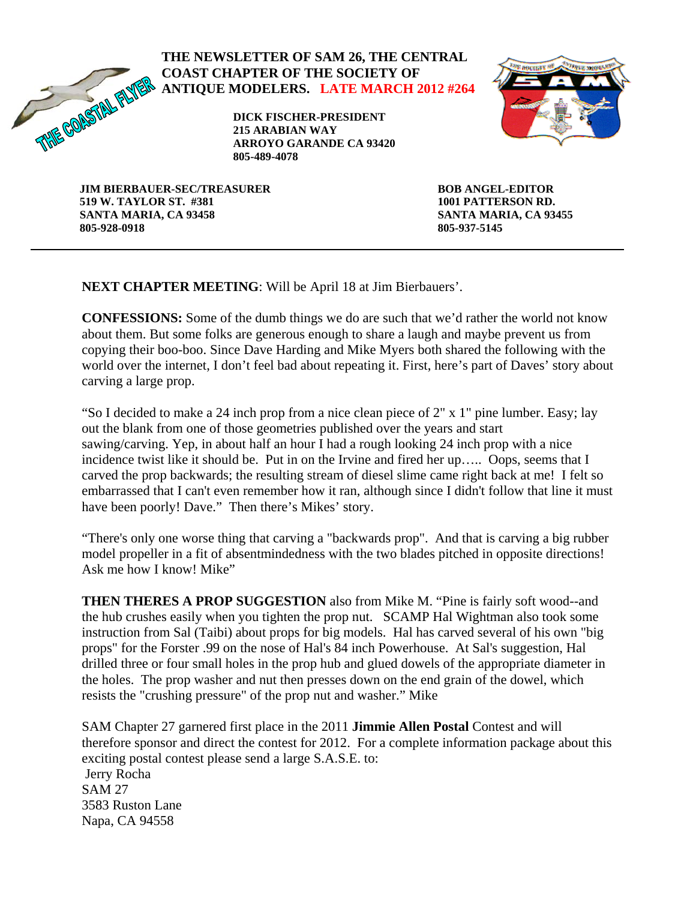**THE NEWSLETTER OF SAM 26, THE CENTRAL COAST CHAPTER OF THE SOCIETY OF ANTIQUE MODELERS. LATE MARCH 2012 #264**

THE COASTAL FLYER

**DICK FISCHER-PRESIDENT**
**215 ARABIAN WAY**
**ARROYO GARANDE CA 93420**
**805-489-4078**

**JIM BIERBAUER-SEC/TREASURER**
**519 W. TAYLOR ST. #381**
**SANTA MARIA, CA 93458**
**805-928-0918**

**BOB ANGEL-EDITOR**
**1001 PATTERSON RD.**
**SANTA MARIA, CA 93455**
**805-937-5145**

---

**NEXT CHAPTER MEETING**: Will be April 18 at Jim Bierbauers'.

**CONFESSIONS:** Some of the dumb things we do are such that we'd rather the world not know about them. But some folks are generous enough to share a laugh and maybe prevent us from copying their boo-boo. Since Dave Harding and Mike Myers both shared the following with the world over the internet, I don't feel bad about repeating it. First, here's part of Daves' story about carving a large prop.

"So I decided to make a 24 inch prop from a nice clean piece of 2" x 1" pine lumber. Easy; lay out the blank from one of those geometries published over the years and start sawing/carving. Yep, in about half an hour I had a rough looking 24 inch prop with a nice incidence twist like it should be. Put in on the Irvine and fired her up….. Oops, seems that I carved the prop backwards; the resulting stream of diesel slime came right back at me! I felt so embarrassed that I can't even remember how it ran, although since I didn't follow that line it must have been poorly! Dave." Then there's Mikes' story.

"There's only one worse thing that carving a "backwards prop". And that is carving a big rubber model propeller in a fit of absentmindedness with the two blades pitched in opposite directions! Ask me how I know! Mike"

**THEN THERES A PROP SUGGESTION** also from Mike M. "Pine is fairly soft wood--and the hub crushes easily when you tighten the prop nut. SCAMP Hal Wightman also took some instruction from Sal (Taibi) about props for big models. Hal has carved several of his own "big props" for the Forster .99 on the nose of Hal's 84 inch Powerhouse. At Sal's suggestion, Hal drilled three or four small holes in the prop hub and glued dowels of the appropriate diameter in the holes. The prop washer and nut then presses down on the end grain of the dowel, which resists the "crushing pressure" of the prop nut and washer." Mike

SAM Chapter 27 garnered first place in the 2011 **Jimmie Allen Postal** Contest and will therefore sponsor and direct the contest for 2012. For a complete information package about this exciting postal contest please send a large S.A.S.E. to:
Jerry Rocha
SAM 27
3583 Ruston Lane
Napa, CA 94558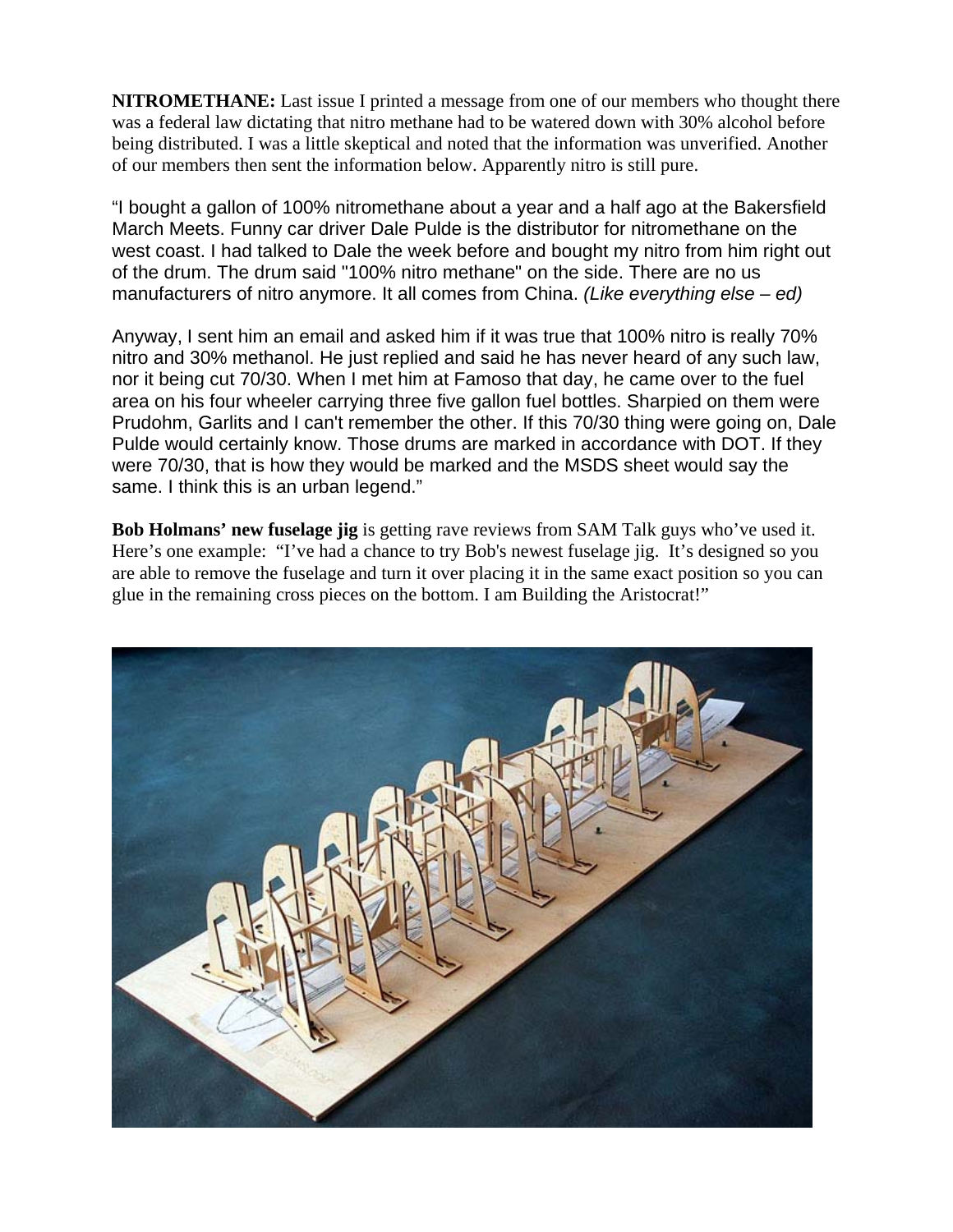**NITROMETHANE:** Last issue I printed a message from one of our members who thought there was a federal law dictating that nitro methane had to be watered down with 30% alcohol before being distributed. I was a little skeptical and noted that the information was unverified. Another of our members then sent the information below. Apparently nitro is still pure.

"I bought a gallon of 100% nitromethane about a year and a half ago at the Bakersfield March Meets. Funny car driver Dale Pulde is the distributor for nitromethane on the west coast. I had talked to Dale the week before and bought my nitro from him right out of the drum. The drum said "100% nitro methane" on the side. There are no us manufacturers of nitro anymore. It all comes from China. *(Like everything else – ed)*

Anyway, I sent him an email and asked him if it was true that 100% nitro is really 70% nitro and 30% methanol. He just replied and said he has never heard of any such law, nor it being cut 70/30. When I met him at Famoso that day, he came over to the fuel area on his four wheeler carrying three five gallon fuel bottles. Sharpied on them were Prudohm, Garlits and I can't remember the other. If this 70/30 thing were going on, Dale Pulde would certainly know. Those drums are marked in accordance with DOT. If they were 70/30, that is how they would be marked and the MSDS sheet would say the same. I think this is an urban legend."

**Bob Holmans' new fuselage jig** is getting rave reviews from SAM Talk guys who've used it. Here's one example: "I've had a chance to try Bob's newest fuselage jig. It's designed so you are able to remove the fuselage and turn it over placing it in the same exact position so you can glue in the remaining cross pieces on the bottom. I am Building the Aristocrat!"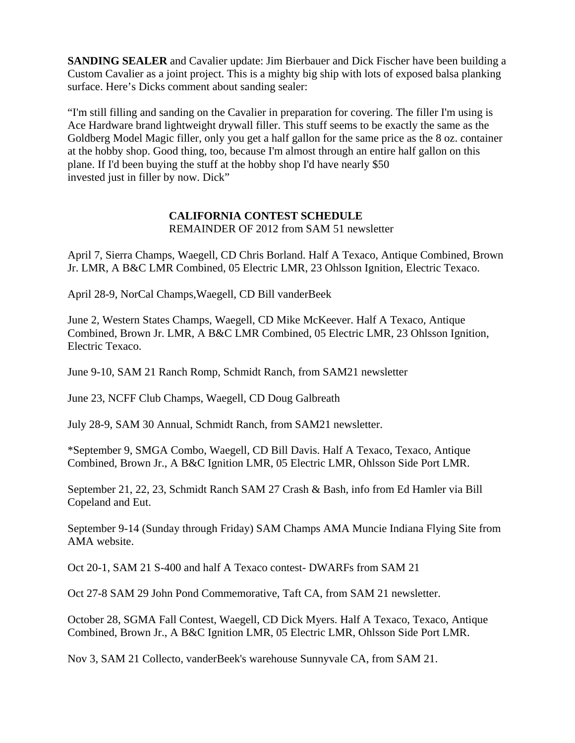**SANDING SEALER** and Cavalier update: Jim Bierbauer and Dick Fischer have been building a Custom Cavalier as a joint project. This is a mighty big ship with lots of exposed balsa planking surface. Here's Dicks comment about sanding sealer:

"I'm still filling and sanding on the Cavalier in preparation for covering. The filler I'm using is Ace Hardware brand lightweight drywall filler. This stuff seems to be exactly the same as the Goldberg Model Magic filler, only you get a half gallon for the same price as the 8 oz. container at the hobby shop. Good thing, too, because I'm almost through an entire half gallon on this plane. If I'd been buying the stuff at the hobby shop I'd have nearly $50 invested just in filler by now. Dick"

**CALIFORNIA CONTEST SCHEDULE**

REMAINDER OF 2012 from SAM 51 newsletter

April 7, Sierra Champs, Waegell, CD Chris Borland. Half A Texaco, Antique Combined, Brown Jr. LMR, A B&C LMR Combined, 05 Electric LMR, 23 Ohlsson Ignition, Electric Texaco.

April 28-9, NorCal Champs,Waegell, CD Bill vanderBeek

June 2, Western States Champs, Waegell, CD Mike McKeever. Half A Texaco, Antique Combined, Brown Jr. LMR, A B&C LMR Combined, 05 Electric LMR, 23 Ohlsson Ignition, Electric Texaco.

June 9-10, SAM 21 Ranch Romp, Schmidt Ranch, from SAM21 newsletter

June 23, NCFF Club Champs, Waegell, CD Doug Galbreath

July 28-9, SAM 30 Annual, Schmidt Ranch, from SAM21 newsletter.

*September 9, SMGA Combo, Waegell, CD Bill Davis. Half A Texaco, Texaco, Antique Combined, Brown Jr., A B&C Ignition LMR, 05 Electric LMR, Ohlsson Side Port LMR.

September 21, 22, 23, Schmidt Ranch SAM 27 Crash & Bash, info from Ed Hamler via Bill Copeland and Eut.

September 9-14 (Sunday through Friday) SAM Champs AMA Muncie Indiana Flying Site from AMA website.

Oct 20-1, SAM 21 S-400 and half A Texaco contest- DWARFs from SAM 21

Oct 27-8 SAM 29 John Pond Commemorative, Taft CA, from SAM 21 newsletter.

October 28, SGMA Fall Contest, Waegell, CD Dick Myers. Half A Texaco, Texaco, Antique Combined, Brown Jr., A B&C Ignition LMR, 05 Electric LMR, Ohlsson Side Port LMR.

Nov 3, SAM 21 Collecto, vanderBeek's warehouse Sunnyvale CA, from SAM 21.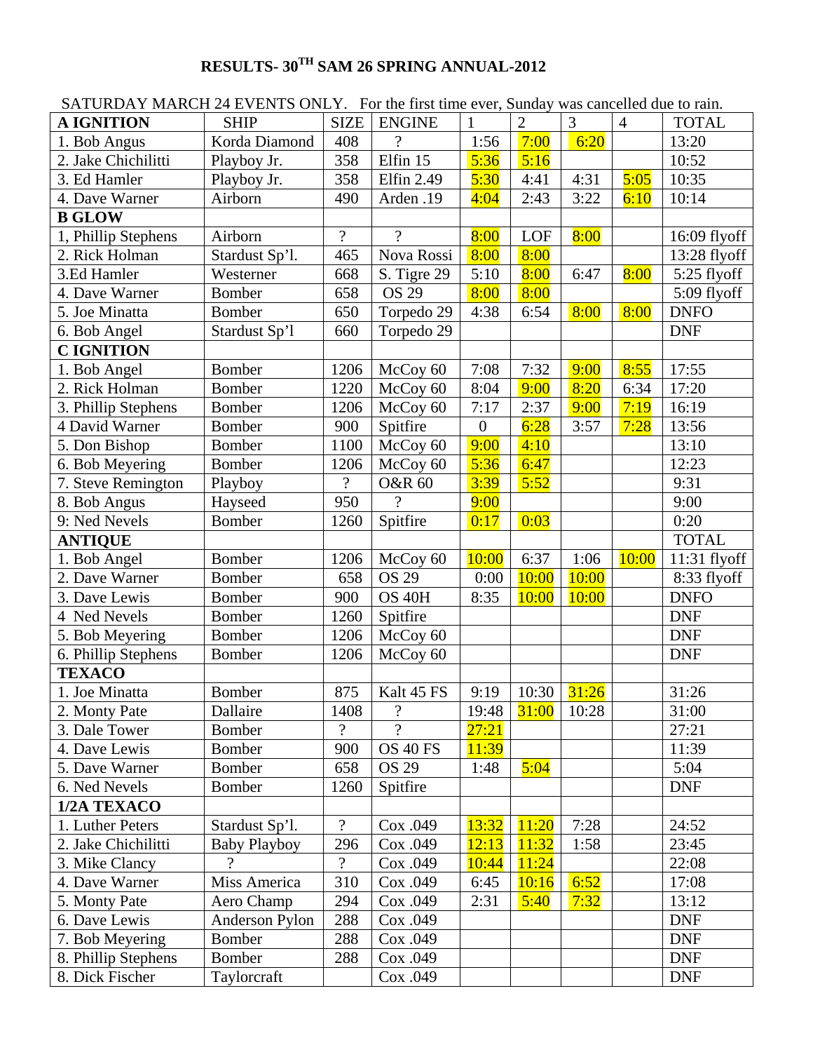# RESULTS- 30TH SAM 26 SPRING ANNUAL-2012

SATURDAY MARCH 24 EVENTS ONLY. For the first time ever, Sunday was cancelled due to rain.

| A IGNITION | SHIP | SIZE | ENGINE | 1 | 2 | 3 | 4 | TOTAL |
|---|---|---|---|---|---|---|---|---|
| 1. Bob Angus | Korda Diamond | 408 | ? | 1:56 | 7:00 | 6:20 | | 13:20 |
| 2. Jake Chichilitti | Playboy Jr. | 358 | Elfin 15 | 5:36 | 5:16 | | | 10:52 |
| 3. Ed Hamler | Playboy Jr. | 358 | Elfin 2.49 | 5:30 | 4:41 | 4:31 | 5:05 | 10:35 |
| 4. Dave Warner | Airborn | 490 | Arden .19 | 4:04 | 2:43 | 3:22 | 6:10 | 10:14 |
| **B GLOW** | | | | | | | | |
| 1, Phillip Stephens | Airborn | ? | ? | 8:00 | LOF | 8:00 | | 16:09 flyoff |
| 2. Rick Holman | Stardust Sp'l. | 465 | Nova Rossi | 8:00 | 8:00 | | | 13:28 flyoff |
| 3.Ed Hamler | Westerner | 668 | S. Tigre 29 | 5:10 | 8:00 | 6:47 | 8:00 | 5:25 flyoff |
| 4. Dave Warner | Bomber | 658 | OS 29 | 8:00 | 8:00 | | | 5:09 flyoff |
| 5. Joe Minatta | Bomber | 650 | Torpedo 29 | 4:38 | 6:54 | 8:00 | 8:00 | DNFO |
| 6. Bob Angel | Stardust Sp'l | 660 | Torpedo 29 | | | | | DNF |
| **C IGNITION** | | | | | | | | |
| 1. Bob Angel | Bomber | 1206 | McCoy 60 | 7:08 | 7:32 | 9:00 | 8:55 | 17:55 |
| 2. Rick Holman | Bomber | 1220 | McCoy 60 | 8:04 | 9:00 | 8:20 | 6:34 | 17:20 |
| 3. Phillip Stephens | Bomber | 1206 | McCoy 60 | 7:17 | 2:37 | 9:00 | 7:19 | 16:19 |
| 4 David Warner | Bomber | 900 | Spitfire | 0 | 6:28 | 3:57 | 7:28 | 13:56 |
| 5. Don Bishop | Bomber | 1100 | McCoy 60 | 9:00 | 4:10 | | | 13:10 |
| 6. Bob Meyering | Bomber | 1206 | McCoy 60 | 5:36 | 6:47 | | | 12:23 |
| 7. Steve Remington | Playboy | ? | O&R 60 | 3:39 | 5:52 | | | 9:31 |
| 8. Bob Angus | Hayseed | 950 | ? | 9:00 | | | | 9:00 |
| 9: Ned Nevels | Bomber | 1260 | Spitfire | 0:17 | 0:03 | | | 0:20 |
| **ANTIQUE** | | | | | | | | TOTAL |
| 1. Bob Angel | Bomber | 1206 | McCoy 60 | 10:00 | 6:37 | 1:06 | 10:00 | 11:31 flyoff |
| 2. Dave Warner | Bomber | 658 | OS 29 | 0:00 | 10:00 | 10:00 | | 8:33 flyoff |
| 3. Dave Lewis | Bomber | 900 | OS 40H | 8:35 | 10:00 | 10:00 | | DNFO |
| 4 Ned Nevels | Bomber | 1260 | Spitfire | | | | | DNF |
| 5. Bob Meyering | Bomber | 1206 | McCoy 60 | | | | | DNF |
| 6. Phillip Stephens | Bomber | 1206 | McCoy 60 | | | | | DNF |
| **TEXACO** | | | | | | | | |
| 1. Joe Minatta | Bomber | 875 | Kalt 45 FS | 9:19 | 10:30 | 31:26 | | 31:26 |
| 2. Monty Pate | Dallaire | 1408 | ? | 19:48 | 31:00 | 10:28 | | 31:00 |
| 3. Dale Tower | Bomber | ? | ? | 27:21 | | | | 27:21 |
| 4. Dave Lewis | Bomber | 900 | OS 40 FS | 11:39 | | | | 11:39 |
| 5. Dave Warner | Bomber | 658 | OS 29 | 1:48 | 5:04 | | | 5:04 |
| 6. Ned Nevels | Bomber | 1260 | Spitfire | | | | | DNF |
| **1/2A TEXACO** | | | | | | | | |
| 1. Luther Peters | Stardust Sp'l. | ? | Cox .049 | 13:32 | 11:20 | 7:28 | | 24:52 |
| 2. Jake Chichilitti | Baby Playboy | 296 | Cox .049 | 12:13 | 11:32 | 1:58 | | 23:45 |
| 3. Mike Clancy | ? | ? | Cox .049 | 10:44 | 11:24 | | | 22:08 |
| 4. Dave Warner | Miss America | 310 | Cox .049 | 6:45 | 10:16 | 6:52 | | 17:08 |
| 5. Monty Pate | Aero Champ | 294 | Cox .049 | 2:31 | 5:40 | 7:32 | | 13:12 |
| 6. Dave Lewis | Anderson Pylon | 288 | Cox .049 | | | | | DNF |
| 7. Bob Meyering | Bomber | 288 | Cox .049 | | | | | DNF |
| 8. Phillip Stephens | Bomber | 288 | Cox .049 | | | | | DNF |
| 8. Dick Fischer | Taylorcraft | | Cox .049 | | | | | DNF |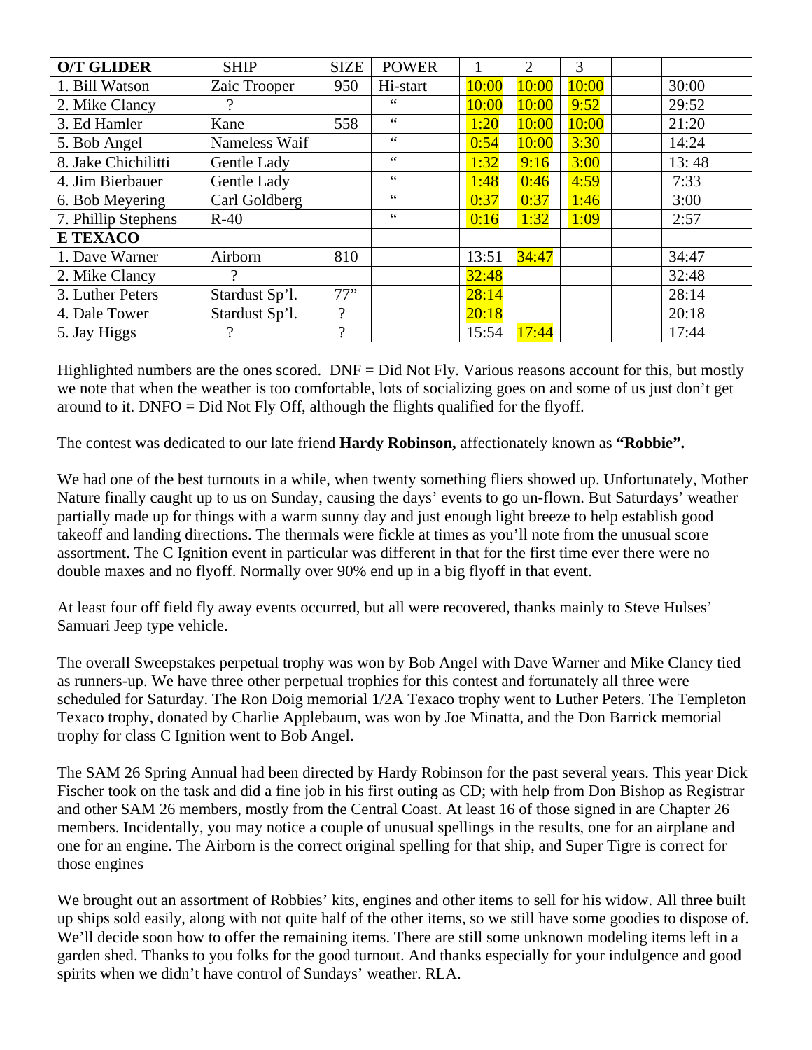| O/T GLIDER | SHIP | SIZE | POWER | 1 | 2 | 3 | | |
|---|---|---|---|---|---|---|---|---|
| 1. Bill Watson | Zaic Trooper | 950 | Hi-start | 10:00 | 10:00 | 10:00 | | 30:00 |
| 2. Mike Clancy | ? | | " | 10:00 | 10:00 | 9:52 | | 29:52 |
| 3. Ed Hamler | Kane | 558 | " | 1:20 | 10:00 | 10:00 | | 21:20 |
| 5. Bob Angel | Nameless Waif | | " | 0:54 | 10:00 | 3:30 | | 14:24 |
| 8. Jake Chichilitti | Gentle Lady | | " | 1:32 | 9:16 | 3:00 | | 13: 48 |
| 4. Jim Bierbauer | Gentle Lady | | " | 1:48 | 0:46 | 4:59 | | 7:33 |
| 6. Bob Meyering | Carl Goldberg | | " | 0:37 | 0:37 | 1:46 | | 3:00 |
| 7. Phillip Stephens | R-40 | | " | 0:16 | 1:32 | 1:09 | | 2:57 |
| **E TEXACO** | | | | | | | | |
| 1. Dave Warner | Airborn | 810 | | 13:51 | 34:47 | | | 34:47 |
| 2. Mike Clancy | ? | | | 32:48 | | | | 32:48 |
| 3. Luther Peters | Stardust Sp'l. | 77" | | 28:14 | | | | 28:14 |
| 4. Dale Tower | Stardust Sp'l. | ? | | 20:18 | | | | 20:18 |
| 5. Jay Higgs | ? | ? | | 15:54 | 17:44 | | | 17:44 |

Highlighted numbers are the ones scored. DNF = Did Not Fly. Various reasons account for this, but mostly we note that when the weather is too comfortable, lots of socializing goes on and some of us just don't get around to it. DNFO = Did Not Fly Off, although the flights qualified for the flyoff.

The contest was dedicated to our late friend **Hardy Robinson,** affectionately known as **"Robbie".**

We had one of the best turnouts in a while, when twenty something fliers showed up. Unfortunately, Mother Nature finally caught up to us on Sunday, causing the days' events to go un-flown. But Saturdays' weather partially made up for things with a warm sunny day and just enough light breeze to help establish good takeoff and landing directions. The thermals were fickle at times as you'll note from the unusual score assortment. The C Ignition event in particular was different in that for the first time ever there were no double maxes and no flyoff. Normally over 90% end up in a big flyoff in that event.

At least four off field fly away events occurred, but all were recovered, thanks mainly to Steve Hulses' Samuari Jeep type vehicle.

The overall Sweepstakes perpetual trophy was won by Bob Angel with Dave Warner and Mike Clancy tied as runners-up. We have three other perpetual trophies for this contest and fortunately all three were scheduled for Saturday. The Ron Doig memorial 1/2A Texaco trophy went to Luther Peters. The Templeton Texaco trophy, donated by Charlie Applebaum, was won by Joe Minatta, and the Don Barrick memorial trophy for class C Ignition went to Bob Angel.

The SAM 26 Spring Annual had been directed by Hardy Robinson for the past several years. This year Dick Fischer took on the task and did a fine job in his first outing as CD; with help from Don Bishop as Registrar and other SAM 26 members, mostly from the Central Coast. At least 16 of those signed in are Chapter 26 members. Incidentally, you may notice a couple of unusual spellings in the results, one for an airplane and one for an engine. The Airborn is the correct original spelling for that ship, and Super Tigre is correct for those engines

We brought out an assortment of Robbies' kits, engines and other items to sell for his widow. All three built up ships sold easily, along with not quite half of the other items, so we still have some goodies to dispose of. We'll decide soon how to offer the remaining items. There are still some unknown modeling items left in a garden shed. Thanks to you folks for the good turnout. And thanks especially for your indulgence and good spirits when we didn't have control of Sundays' weather. RLA.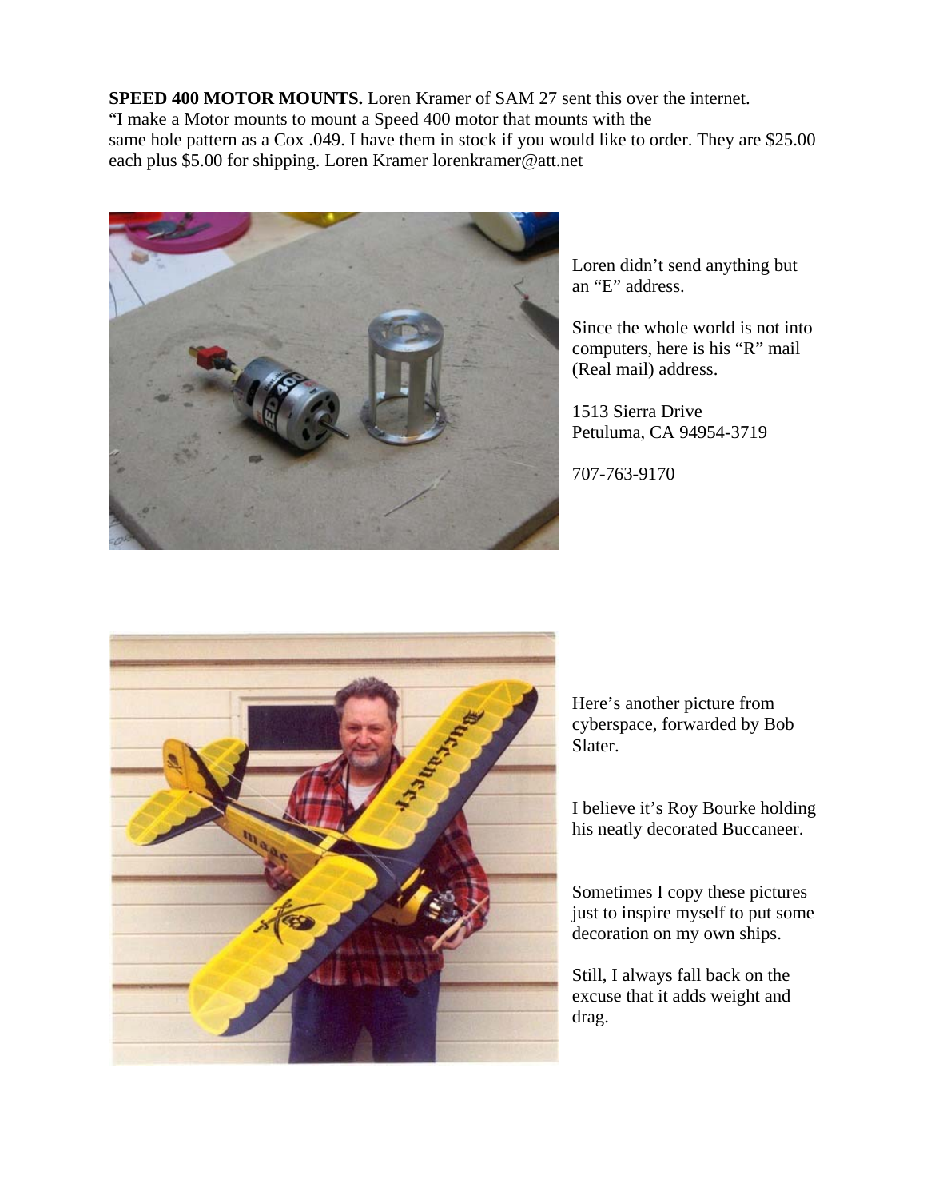**SPEED 400 MOTOR MOUNTS.** Loren Kramer of SAM 27 sent this over the internet. “I make a Motor mounts to mount a Speed 400 motor that mounts with the same hole pattern as a Cox .049. I have them in stock if you would like to order. They are $25.00 each plus $5.00 for shipping. Loren Kramer lorenkramer@att.net

Loren didn’t send anything but an “E” address.

Since the whole world is not into computers, here is his “R” mail (Real mail) address.

1513 Sierra Drive
Petuluma, CA 94954-3719

707-763-9170

Here’s another picture from cyberspace, forwarded by Bob Slater.

I believe it’s Roy Bourke holding his neatly decorated Buccaneer.

Sometimes I copy these pictures just to inspire myself to put some decoration on my own ships.

Still, I always fall back on the excuse that it adds weight and drag.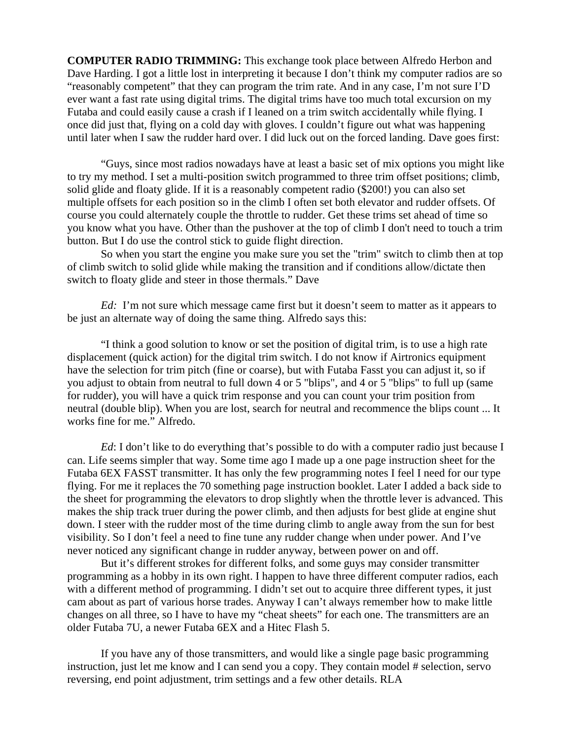**COMPUTER RADIO TRIMMING:** This exchange took place between Alfredo Herbon and Dave Harding. I got a little lost in interpreting it because I don't think my computer radios are so "reasonably competent" that they can program the trim rate. And in any case, I'm not sure I'D ever want a fast rate using digital trims. The digital trims have too much total excursion on my Futaba and could easily cause a crash if I leaned on a trim switch accidentally while flying. I once did just that, flying on a cold day with gloves. I couldn't figure out what was happening until later when I saw the rudder hard over. I did luck out on the forced landing. Dave goes first:

"Guys, since most radios nowadays have at least a basic set of mix options you might like to try my method. I set a multi-position switch programmed to three trim offset positions; climb, solid glide and floaty glide. If it is a reasonably competent radio ($200!) you can also set multiple offsets for each position so in the climb I often set both elevator and rudder offsets. Of course you could alternately couple the throttle to rudder. Get these trims set ahead of time so you know what you have. Other than the pushover at the top of climb I don't need to touch a trim button. But I do use the control stick to guide flight direction.

So when you start the engine you make sure you set the "trim" switch to climb then at top of climb switch to solid glide while making the transition and if conditions allow/dictate then switch to floaty glide and steer in those thermals." Dave

*Ed:* I'm not sure which message came first but it doesn't seem to matter as it appears to be just an alternate way of doing the same thing. Alfredo says this:

"I think a good solution to know or set the position of digital trim, is to use a high rate displacement (quick action) for the digital trim switch. I do not know if Airtronics equipment have the selection for trim pitch (fine or coarse), but with Futaba Fasst you can adjust it, so if you adjust to obtain from neutral to full down 4 or 5 "blips", and 4 or 5 "blips" to full up (same for rudder), you will have a quick trim response and you can count your trim position from neutral (double blip). When you are lost, search for neutral and recommence the blips count ... It works fine for me." Alfredo.

*Ed*: I don't like to do everything that's possible to do with a computer radio just because I can. Life seems simpler that way. Some time ago I made up a one page instruction sheet for the Futaba 6EX FASST transmitter. It has only the few programming notes I feel I need for our type flying. For me it replaces the 70 something page instruction booklet. Later I added a back side to the sheet for programming the elevators to drop slightly when the throttle lever is advanced. This makes the ship track truer during the power climb, and then adjusts for best glide at engine shut down. I steer with the rudder most of the time during climb to angle away from the sun for best visibility. So I don't feel a need to fine tune any rudder change when under power. And I've never noticed any significant change in rudder anyway, between power on and off.

But it's different strokes for different folks, and some guys may consider transmitter programming as a hobby in its own right. I happen to have three different computer radios, each with a different method of programming. I didn't set out to acquire three different types, it just cam about as part of various horse trades. Anyway I can't always remember how to make little changes on all three, so I have to have my "cheat sheets" for each one. The transmitters are an older Futaba 7U, a newer Futaba 6EX and a Hitec Flash 5.

If you have any of those transmitters, and would like a single page basic programming instruction, just let me know and I can send you a copy. They contain model # selection, servo reversing, end point adjustment, trim settings and a few other details. RLA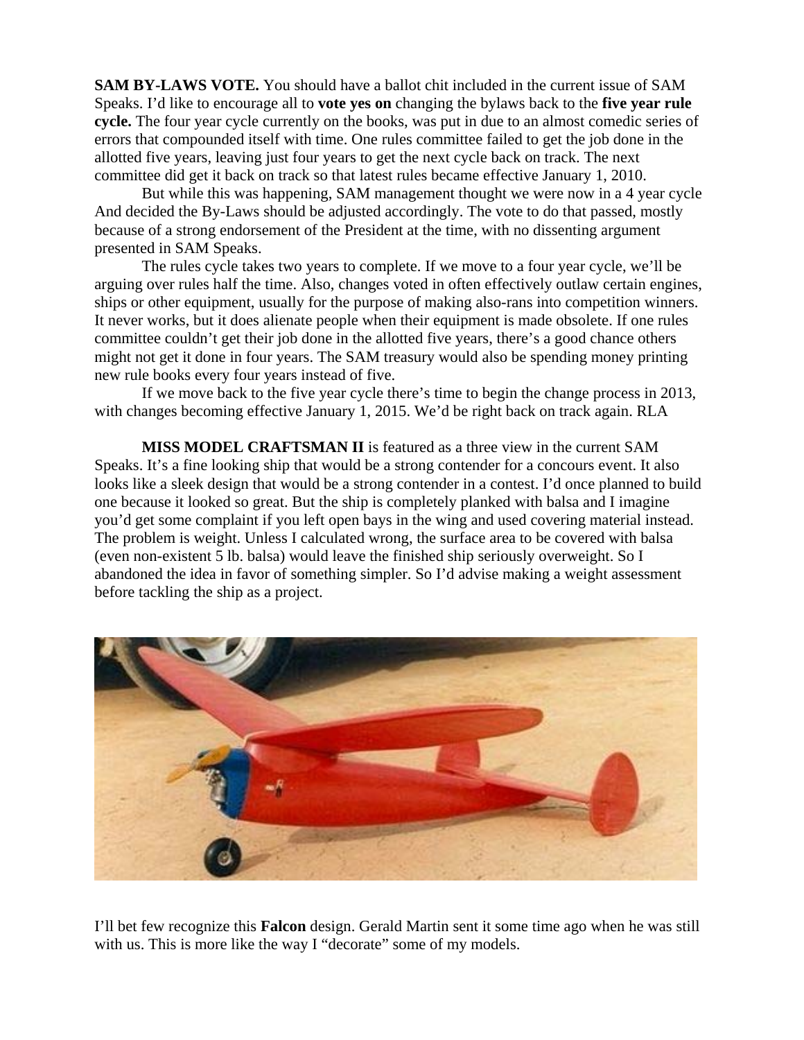**SAM BY-LAWS VOTE.** You should have a ballot chit included in the current issue of SAM Speaks. I'd like to encourage all to **vote yes on** changing the bylaws back to the **five year rule cycle.** The four year cycle currently on the books, was put in due to an almost comedic series of errors that compounded itself with time. One rules committee failed to get the job done in the allotted five years, leaving just four years to get the next cycle back on track. The next committee did get it back on track so that latest rules became effective January 1, 2010.

But while this was happening, SAM management thought we were now in a 4 year cycle And decided the By-Laws should be adjusted accordingly. The vote to do that passed, mostly because of a strong endorsement of the President at the time, with no dissenting argument presented in SAM Speaks.

The rules cycle takes two years to complete. If we move to a four year cycle, we'll be arguing over rules half the time. Also, changes voted in often effectively outlaw certain engines, ships or other equipment, usually for the purpose of making also-rans into competition winners. It never works, but it does alienate people when their equipment is made obsolete. If one rules committee couldn't get their job done in the allotted five years, there's a good chance others might not get it done in four years. The SAM treasury would also be spending money printing new rule books every four years instead of five.

If we move back to the five year cycle there's time to begin the change process in 2013, with changes becoming effective January 1, 2015. We'd be right back on track again. RLA

**MISS MODEL CRAFTSMAN II** is featured as a three view in the current SAM Speaks. It's a fine looking ship that would be a strong contender for a concours event. It also looks like a sleek design that would be a strong contender in a contest. I'd once planned to build one because it looked so great. But the ship is completely planked with balsa and I imagine you'd get some complaint if you left open bays in the wing and used covering material instead. The problem is weight. Unless I calculated wrong, the surface area to be covered with balsa (even non-existent 5 lb. balsa) would leave the finished ship seriously overweight. So I abandoned the idea in favor of something simpler. So I'd advise making a weight assessment before tackling the ship as a project.

I'll bet few recognize this **Falcon** design. Gerald Martin sent it some time ago when he was still with us. This is more like the way I "decorate" some of my models.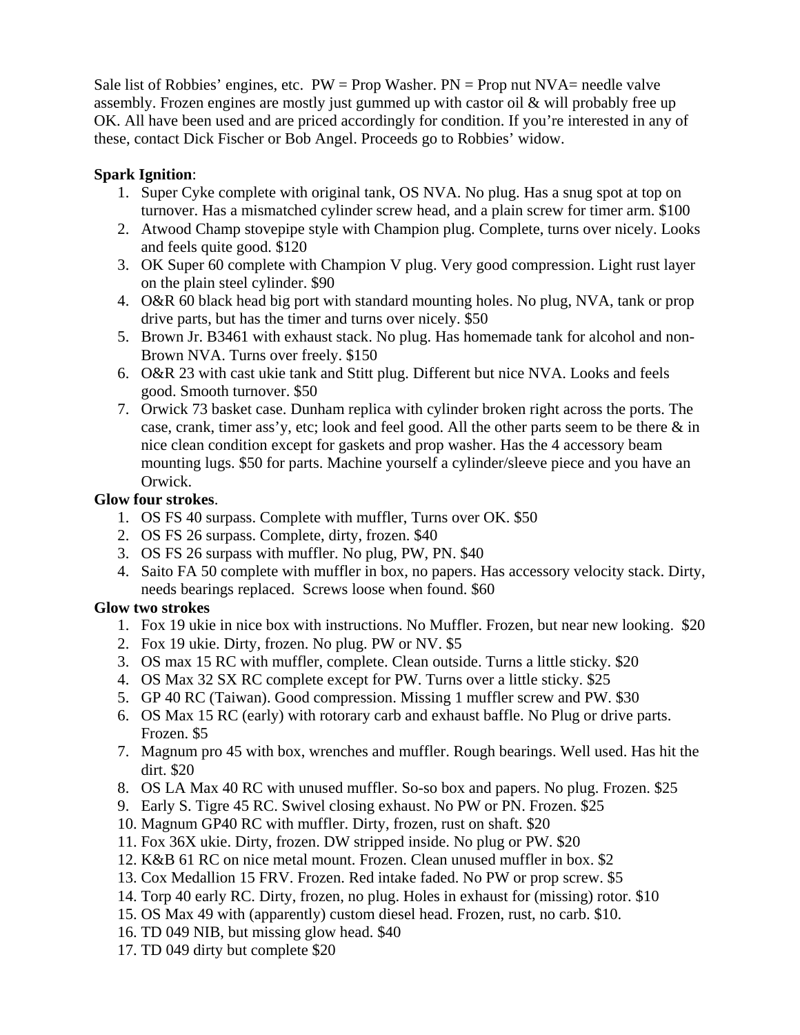Sale list of Robbies' engines, etc. PW = Prop Washer. PN = Prop nut NVA= needle valve assembly. Frozen engines are mostly just gummed up with castor oil & will probably free up OK. All have been used and are priced accordingly for condition. If you're interested in any of these, contact Dick Fischer or Bob Angel. Proceeds go to Robbies' widow.

**Spark Ignition**:

1. Super Cyke complete with original tank, OS NVA. No plug. Has a snug spot at top on turnover. Has a mismatched cylinder screw head, and a plain screw for timer arm. $100
2. Atwood Champ stovepipe style with Champion plug. Complete, turns over nicely. Looks and feels quite good. $120
3. OK Super 60 complete with Champion V plug. Very good compression. Light rust layer on the plain steel cylinder. $90
4. O&R 60 black head big port with standard mounting holes. No plug, NVA, tank or prop drive parts, but has the timer and turns over nicely. $50
5. Brown Jr. B3461 with exhaust stack. No plug. Has homemade tank for alcohol and non-Brown NVA. Turns over freely. $150
6. O&R 23 with cast ukie tank and Stitt plug. Different but nice NVA. Looks and feels good. Smooth turnover. $50
7. Orwick 73 basket case. Dunham replica with cylinder broken right across the ports. The case, crank, timer ass'y, etc; look and feel good. All the other parts seem to be there & in nice clean condition except for gaskets and prop washer. Has the 4 accessory beam mounting lugs. $50 for parts. Machine yourself a cylinder/sleeve piece and you have an Orwick.

**Glow four strokes**.

1. OS FS 40 surpass. Complete with muffler, Turns over OK. $50
2. OS FS 26 surpass. Complete, dirty, frozen. $40
3. OS FS 26 surpass with muffler. No plug, PW, PN. $40
4. Saito FA 50 complete with muffler in box, no papers. Has accessory velocity stack. Dirty, needs bearings replaced. Screws loose when found. $60

**Glow two strokes**

1. Fox 19 ukie in nice box with instructions. No Muffler. Frozen, but near new looking. $20
2. Fox 19 ukie. Dirty, frozen. No plug. PW or NV. $5
3. OS max 15 RC with muffler, complete. Clean outside. Turns a little sticky. $20
4. OS Max 32 SX RC complete except for PW. Turns over a little sticky. $25
5. GP 40 RC (Taiwan). Good compression. Missing 1 muffler screw and PW. $30
6. OS Max 15 RC (early) with rotorary carb and exhaust baffle. No Plug or drive parts. Frozen. $5
7. Magnum pro 45 with box, wrenches and muffler. Rough bearings. Well used. Has hit the dirt. $20
8. OS LA Max 40 RC with unused muffler. So-so box and papers. No plug. Frozen. $25
9. Early S. Tigre 45 RC. Swivel closing exhaust. No PW or PN. Frozen. $25
10. Magnum GP40 RC with muffler. Dirty, frozen, rust on shaft. $20
11. Fox 36X ukie. Dirty, frozen. DW stripped inside. No plug or PW. $20
12. K&B 61 RC on nice metal mount. Frozen. Clean unused muffler in box. $2
13. Cox Medallion 15 FRV. Frozen. Red intake faded. No PW or prop screw. $5
14. Torp 40 early RC. Dirty, frozen, no plug. Holes in exhaust for (missing) rotor. $10
15. OS Max 49 with (apparently) custom diesel head. Frozen, rust, no carb. $10.
16. TD 049 NIB, but missing glow head. $40
17. TD 049 dirty but complete $20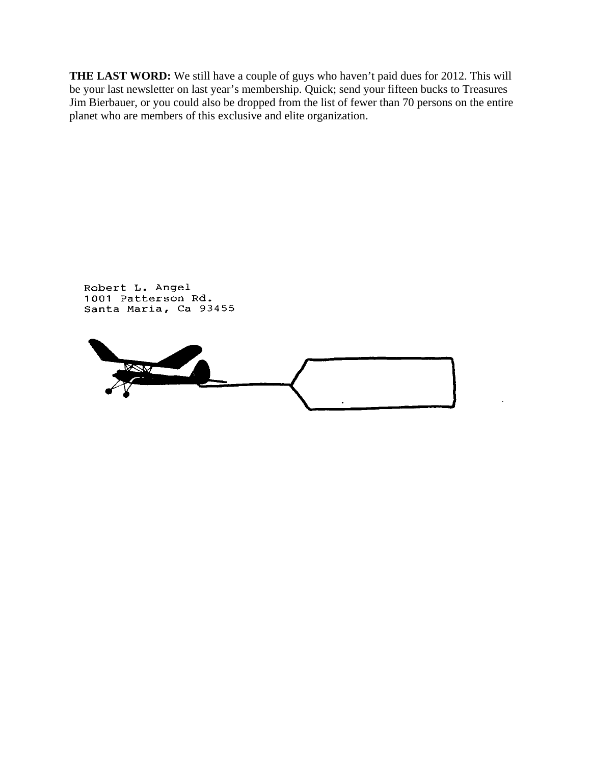**THE LAST WORD:** We still have a couple of guys who haven't paid dues for 2012. This will be your last newsletter on last year's membership. Quick; send your fifteen bucks to Treasures Jim Bierbauer, or you could also be dropped from the list of fewer than 70 persons on the entire planet who are members of this exclusive and elite organization.

Robert L. Angel
1001 Patterson Rd.
Santa Maria, Ca 93455